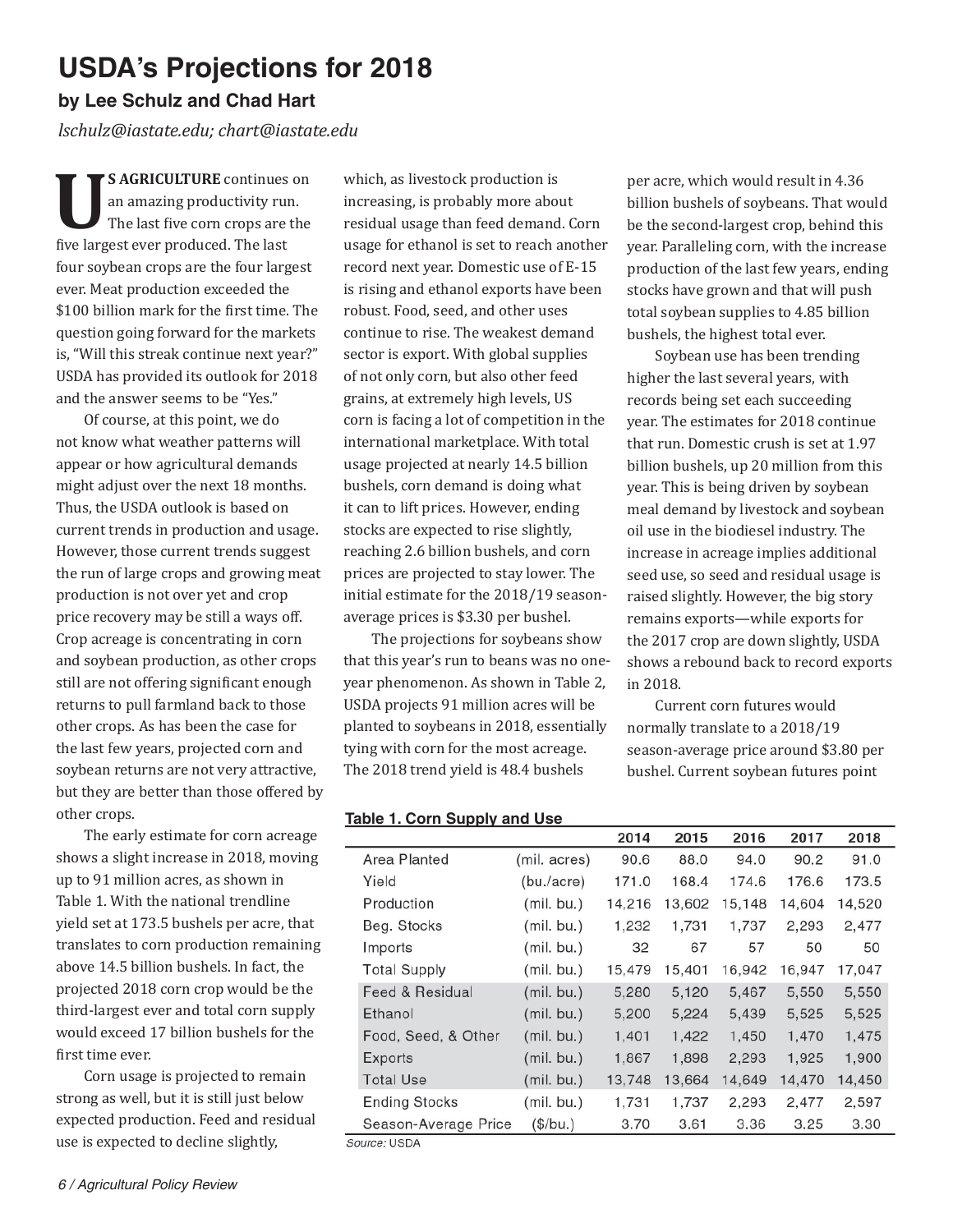# USDA's Projections for 2018

### by Lee Schulz and Chad Hart

*lschulz@iastate.edu; chart@iastate.edu*

**US AGRICULTURE** continues on an amazing productivity run. The last five corn crops are the five largest ever produced. The last four soybean crops are the four largest ever. Meat production exceeded the $100 billion mark for the first time. The question going forward for the markets is, "Will this streak continue next year?" USDA has provided its outlook for 2018 and the answer seems to be "Yes."

Of course, at this point, we do not know what weather patterns will appear or how agricultural demands might adjust over the next 18 months. Thus, the USDA outlook is based on current trends in production and usage. However, those current trends suggest the run of large crops and growing meat production is not over yet and crop price recovery may be still a ways off. Crop acreage is concentrating in corn and soybean production, as other crops still are not offering significant enough returns to pull farmland back to those other crops. As has been the case for the last few years, projected corn and soybean returns are not very attractive, but they are better than those offered by other crops.

The early estimate for corn acreage shows a slight increase in 2018, moving up to 91 million acres, as shown in Table 1. With the national trendline yield set at 173.5 bushels per acre, that translates to corn production remaining above 14.5 billion bushels. In fact, the projected 2018 corn crop would be the third-largest ever and total corn supply would exceed 17 billion bushels for the first time ever.

Corn usage is projected to remain strong as well, but it is still just below expected production. Feed and residual use is expected to decline slightly, which, as livestock production is increasing, is probably more about residual usage than feed demand. Corn usage for ethanol is set to reach another record next year. Domestic use of E-15 is rising and ethanol exports have been robust. Food, seed, and other uses continue to rise. The weakest demand sector is export. With global supplies of not only corn, but also other feed grains, at extremely high levels, US corn is facing a lot of competition in the international marketplace. With total usage projected at nearly 14.5 billion bushels, corn demand is doing what it can to lift prices. However, ending stocks are expected to rise slightly, reaching 2.6 billion bushels, and corn prices are projected to stay lower. The initial estimate for the 2018/19 season-average prices is $3.30 per bushel.

The projections for soybeans show that this year's run to beans was no one-year phenomenon. As shown in Table 2, USDA projects 91 million acres will be planted to soybeans in 2018, essentially tying with corn for the most acreage. The 2018 trend yield is 48.4 bushels per acre, which would result in 4.36 billion bushels of soybeans. That would be the second-largest crop, behind this year. Paralleling corn, with the increase production of the last few years, ending stocks have grown and that will push total soybean supplies to 4.85 billion bushels, the highest total ever.

Soybean use has been trending higher the last several years, with records being set each succeeding year. The estimates for 2018 continue that run. Domestic crush is set at 1.97 billion bushels, up 20 million from this year. This is being driven by soybean meal demand by livestock and soybean oil use in the biodiesel industry. The increase in acreage implies additional seed use, so seed and residual usage is raised slightly. However, the big story remains exports—while exports for the 2017 crop are down slightly, USDA shows a rebound back to record exports in 2018.

Current corn futures would normally translate to a 2018/19 season-average price around $3.80 per bushel. Current soybean futures point

**Table 1. Corn Supply and Use**

| | | 2014 | 2015 | 2016 | 2017 | 2018 |
|---|---|---|---|---|---|---|
| Area Planted | (mil. acres) | 90.6 | 88.0 | 94.0 | 90.2 | 91.0 |
| Yield | (bu./acre) | 171.0 | 168.4 | 174.6 | 176.6 | 173.5 |
| Production | (mil. bu.) | 14,216 | 13,602 | 15,148 | 14,604 | 14,520 |
| Beg. Stocks | (mil. bu.) | 1,232 | 1,731 | 1,737 | 2,293 | 2,477 |
| Imports | (mil. bu.) | 32 | 67 | 57 | 50 | 50 |
| Total Supply | (mil. bu.) | 15,479 | 15,401 | 16,942 | 16,947 | 17,047 |
| Feed & Residual | (mil. bu.) | 5,280 | 5,120 | 5,467 | 5,550 | 5,550 |
| Ethanol | (mil. bu.) | 5,200 | 5,224 | 5,439 | 5,525 | 5,525 |
| Food, Seed, & Other | (mil. bu.) | 1,401 | 1,422 | 1,450 | 1,470 | 1,475 |
| Exports | (mil. bu.) | 1,867 | 1,898 | 2,293 | 1,925 | 1,900 |
| Total Use | (mil. bu.) | 13,748 | 13,664 | 14,649 | 14,470 | 14,450 |
| Ending Stocks | (mil. bu.) | 1,731 | 1,737 | 2,293 | 2,477 | 2,597 |
| Season-Average Price | ($/bu.) | 3.70 | 3.61 | 3.36 | 3.25 | 3.30 |

*Source:* USDA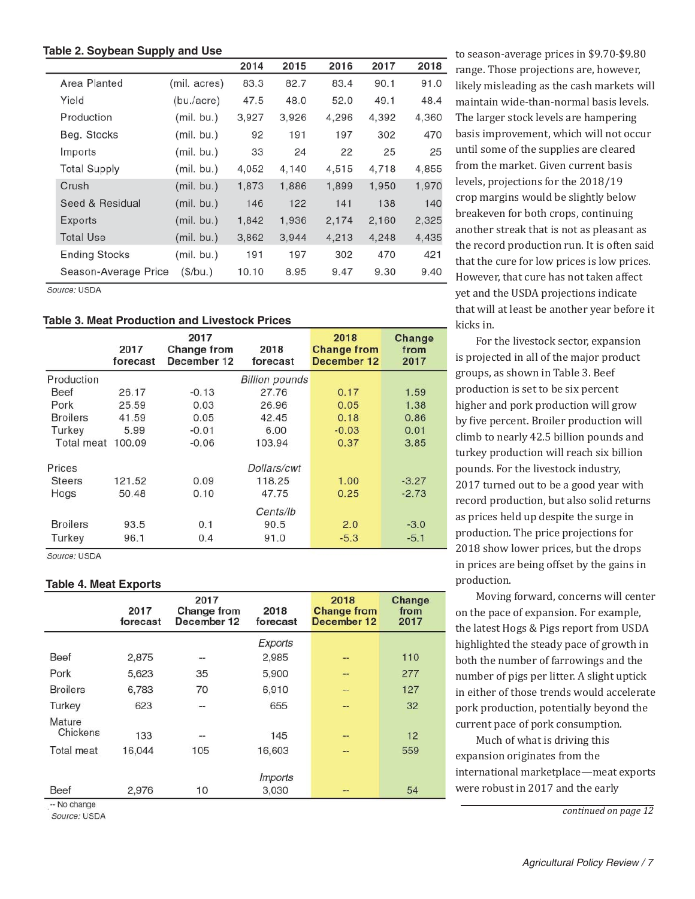**Table 2. Soybean Supply and Use**

| | | 2014 | 2015 | 2016 | 2017 | 2018 |
|---|---|---|---|---|---|---|
| Area Planted | (mil. acres) | 83.3 | 82.7 | 83.4 | 90.1 | 91.0 |
| Yield | (bu./acre) | 47.5 | 48.0 | 52.0 | 49.1 | 48.4 |
| Production | (mil. bu.) | 3,927 | 3,926 | 4,296 | 4,392 | 4,360 |
| Beg. Stocks | (mil. bu.) | 92 | 191 | 197 | 302 | 470 |
| Imports | (mil. bu.) | 33 | 24 | 22 | 25 | 25 |
| Total Supply | (mil. bu.) | 4,052 | 4,140 | 4,515 | 4,718 | 4,855 |
| Crush | (mil. bu.) | 1,873 | 1,886 | 1,899 | 1,950 | 1,970 |
| Seed & Residual | (mil. bu.) | 146 | 122 | 141 | 138 | 140 |
| Exports | (mil. bu.) | 1,842 | 1,936 | 2,174 | 2,160 | 2,325 |
| Total Use | (mil. bu.) | 3,862 | 3,944 | 4,213 | 4,248 | 4,435 |
| Ending Stocks | (mil. bu.) | 191 | 197 | 302 | 470 | 421 |
| Season-Average Price | ($/bu.) | 10.10 | 8.95 | 9.47 | 9.30 | 9.40 |

*Source:* USDA

**Table 3. Meat Production and Livestock Prices**

| | 2017 forecast | 2017 Change from December 12 | 2018 forecast | 2018 Change from December 12 | Change from 2017 |
|---|---|---|---|---|---|
| Production | | | *Billion pounds* | | |
| Beef | 26.17 | -0.13 | 27.76 | 0.17 | 1.59 |
| Pork | 25.59 | 0.03 | 26.96 | 0.05 | 1.38 |
| Broilers | 41.59 | 0.05 | 42.45 | 0.18 | 0.86 |
| Turkey | 5.99 | -0.01 | 6.00 | -0.03 | 0.01 |
| Total meat | 100.09 | -0.06 | 103.94 | 0.37 | 3.85 |
| Prices | | | *Dollars/cwt* | | |
| Steers | 121.52 | 0.09 | 118.25 | 1.00 | -3.27 |
| Hogs | 50.48 | 0.10 | 47.75 | 0.25 | -2.73 |
| | | | *Cents/lb* | | |
| Broilers | 93.5 | 0.1 | 90.5 | 2.0 | -3.0 |
| Turkey | 96.1 | 0.4 | 91.0 | -5.3 | -5.1 |

*Source:* USDA

**Table 4. Meat Exports**

| | 2017 forecast | 2017 Change from December 12 | 2018 forecast | 2018 Change from December 12 | Change from 2017 |
|---|---|---|---|---|---|
| | | | *Exports* | | |
| Beef | 2,875 | -- | 2,985 | -- | 110 |
| Pork | 5,623 | 35 | 5,900 | -- | 277 |
| Broilers | 6,783 | 70 | 6,910 | -- | 127 |
| Turkey | 623 | -- | 655 | -- | 32 |
| Mature Chickens | 133 | -- | 145 | -- | 12 |
| Total meat | 16,044 | 105 | 16,603 | -- | 559 |
| | | | *Imports* | | |
| Beef | 2,976 | 10 | 3,030 | -- | 54 |

-- No change

*Source:* USDA

to season-average prices in $9.70-$9.80 range. Those projections are, however, likely misleading as the cash markets will maintain wide-than-normal basis levels. The larger stock levels are hampering basis improvement, which will not occur until some of the supplies are cleared from the market. Given current basis levels, projections for the 2018/19 crop margins would be slightly below breakeven for both crops, continuing another streak that is not as pleasant as the record production run. It is often said that the cure for low prices is low prices. However, that cure has not taken affect yet and the USDA projections indicate that will at least be another year before it kicks in.

For the livestock sector, expansion is projected in all of the major product groups, as shown in Table 3. Beef production is set to be six percent higher and pork production will grow by five percent. Broiler production will climb to nearly 42.5 billion pounds and turkey production will reach six billion pounds. For the livestock industry, 2017 turned out to be a good year with record production, but also solid returns as prices held up despite the surge in production. The price projections for 2018 show lower prices, but the drops in prices are being offset by the gains in production.

Moving forward, concerns will center on the pace of expansion. For example, the latest Hogs & Pigs report from USDA highlighted the steady pace of growth in both the number of farrowings and the number of pigs per litter. A slight uptick in either of those trends would accelerate pork production, potentially beyond the current pace of pork consumption.

Much of what is driving this expansion originates from the international marketplace—meat exports were robust in 2017 and the early

*continued on page 12*